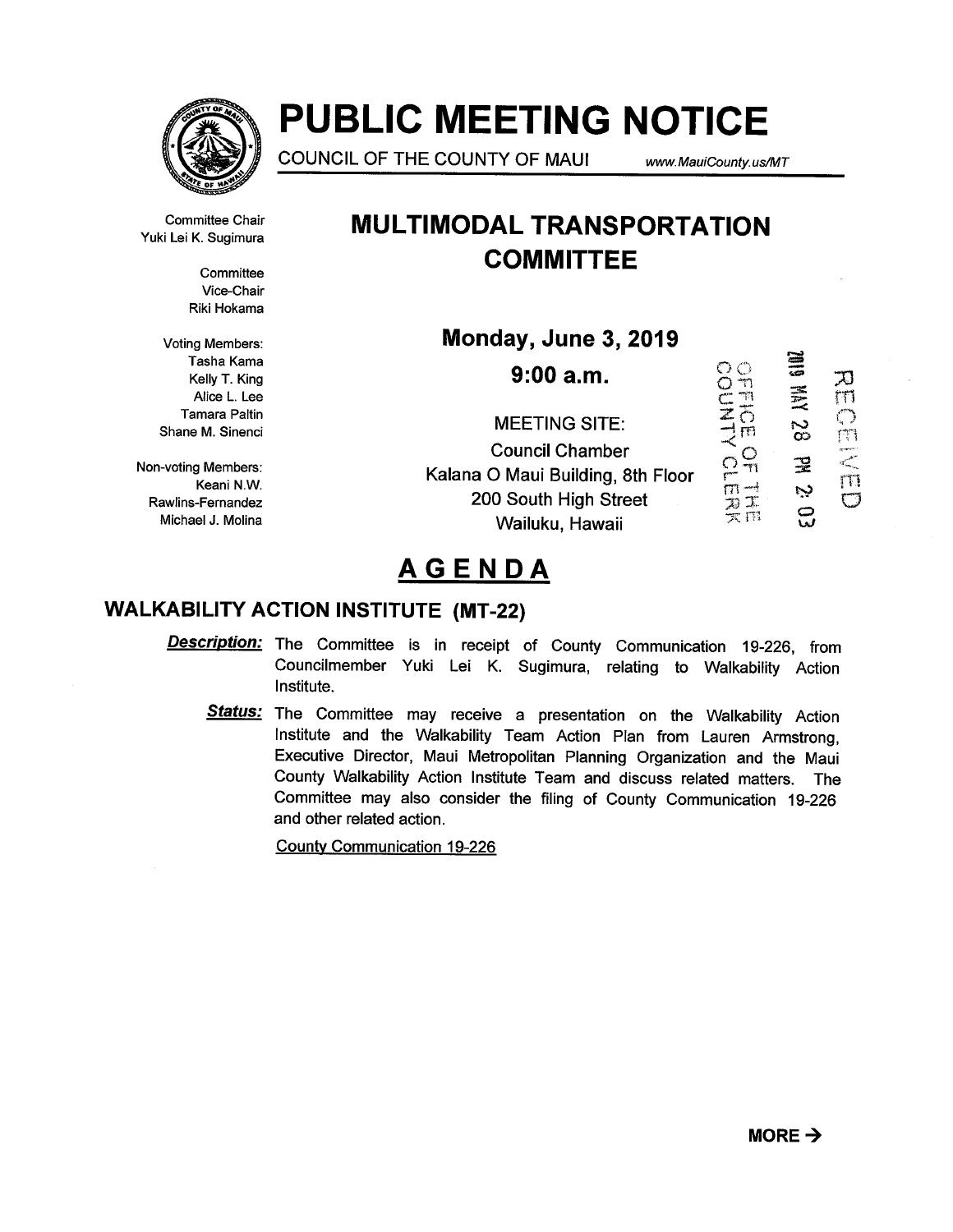# PUBLIC MEETING NOTICE

COUNCIL OF THE COUNTY OF MAUI www.MauiCounty.us/MT

Committee Chair
Yuki Lei K. Sugimura

Committee Vice-Chair
Riki Hokama

Voting Members:
Tasha Kama
Kelly T. King
Alice L. Lee
Tamara Paltin
Shane M. Sinenci

Non-voting Members:
Keani N.W. Rawlins-Fernandez
Michael J. Molina

## MULTIMODAL TRANSPORTATION COMMITTEE

**Monday, June 3, 2019**

**9:00 a.m.**

MEETING SITE:
Council Chamber
Kalana O Maui Building, 8th Floor
200 South High Street
Wailuku, Hawaii

OFFICE OF THE COUNTY CLERK

2019 MAY 28 PM 2:03

RECEIVED

# AGENDA

## WALKABILITY ACTION INSTITUTE (MT-22)

***Description:*** The Committee is in receipt of County Communication 19-226, from Councilmember Yuki Lei K. Sugimura, relating to Walkability Action Institute.

***Status:*** The Committee may receive a presentation on the Walkability Action Institute and the Walkability Team Action Plan from Lauren Armstrong, Executive Director, Maui Metropolitan Planning Organization and the Maui County Walkability Action Institute Team and discuss related matters. The Committee may also consider the filing of County Communication 19-226 and other related action.

County Communication 19-226

**MORE →**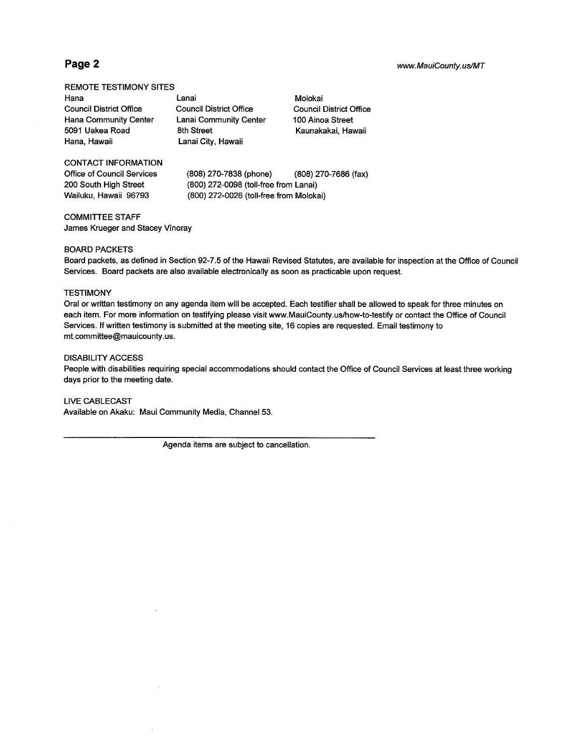REMOTE TESTIMONY SITES

| Hana | Lanai | Molokai |
| --- | --- | --- |
| Council District Office | Council District Office | Council District Office |
| Hana Community Center | Lanai Community Center | 100 Ainoa Street |
| 5091 Uakea Road | 8th Street | Kaunakakai, Hawaii |
| Hana, Hawaii | Lanai City, Hawaii | |

CONTACT INFORMATION

| | | |
| --- | --- | --- |
| Office of Council Services | (808) 270-7838 (phone) | (808) 270-7686 (fax) |
| 200 South High Street | (800) 272-0098 (toll-free from Lanai) | |
| Wailuku, Hawaii 96793 | (800) 272-0026 (toll-free from Molokai) | |

COMMITTEE STAFF

James Krueger and Stacey Vinoray

BOARD PACKETS

Board packets, as defined in Section 92-7.5 of the Hawaii Revised Statutes, are available for inspection at the Office of Council Services. Board packets are also available electronically as soon as practicable upon request.

TESTIMONY

Oral or written testimony on any agenda item will be accepted. Each testifier shall be allowed to speak for three minutes on each item. For more information on testifying please visit www.MauiCounty.us/how-to-testify or contact the Office of Council Services. If written testimony is submitted at the meeting site, 16 copies are requested. Email testimony to mt.committee@mauicounty.us.

DISABILITY ACCESS

People with disabilities requiring special accommodations should contact the Office of Council Services at least three working days prior to the meeting date.

LIVE CABLECAST

Available on Akaku: Maui Community Media, Channel 53.

---

Agenda items are subject to cancellation.